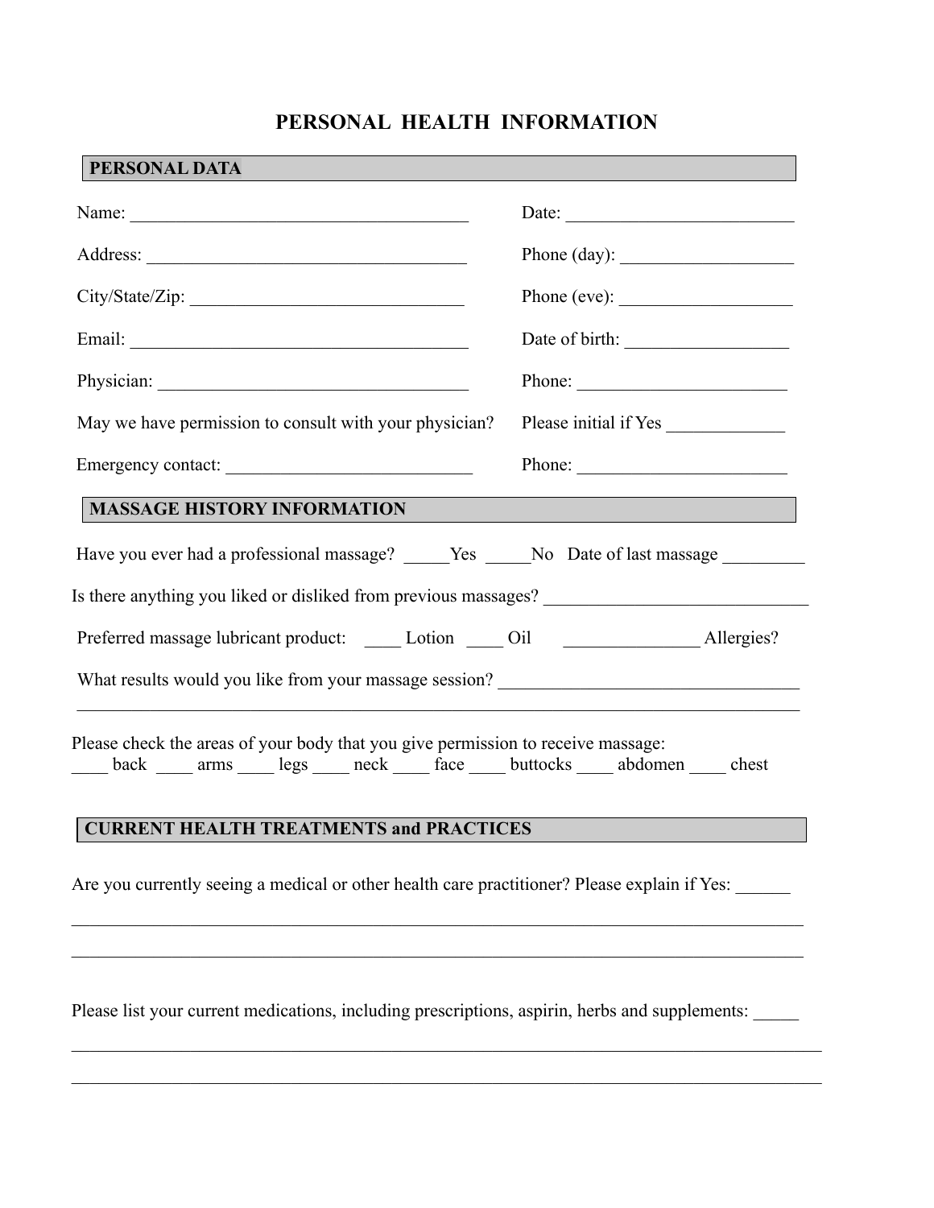# PERSONAL HEALTH INFORMATION

## PERSONAL DATA

Name: ______________________________________ Date: _________________________

Address: ___________________________________ Phone (day): ___________________

City/State/Zip: ______________________________ Phone (eve): ___________________

Email: ______________________________________ Date of birth: __________________

Physician: ___________________________________ Phone: _______________________

May we have permission to consult with your physician? Please initial if Yes _____________

Emergency contact: ___________________________ Phone: _______________________

## MASSAGE HISTORY INFORMATION

Have you ever had a professional massage? _____Yes _____No Date of last massage _________

Is there anything you liked or disliked from previous massages? _____________________________

Preferred massage lubricant product: ____ Lotion ____ Oil _______________ Allergies?

What results would you like from your massage session? _________________________________

_________________________________________________________________________________

Please check the areas of your body that you give permission to receive massage:
____ back ____ arms ____ legs ____ neck ____ face ____ buttocks ____ abdomen ____ chest

## CURRENT HEALTH TREATMENTS and PRACTICES

Are you currently seeing a medical or other health care practitioner? Please explain if Yes: ______

_________________________________________________________________________________

_________________________________________________________________________________

Please list your current medications, including prescriptions, aspirin, herbs and supplements: _____

_________________________________________________________________________________

_________________________________________________________________________________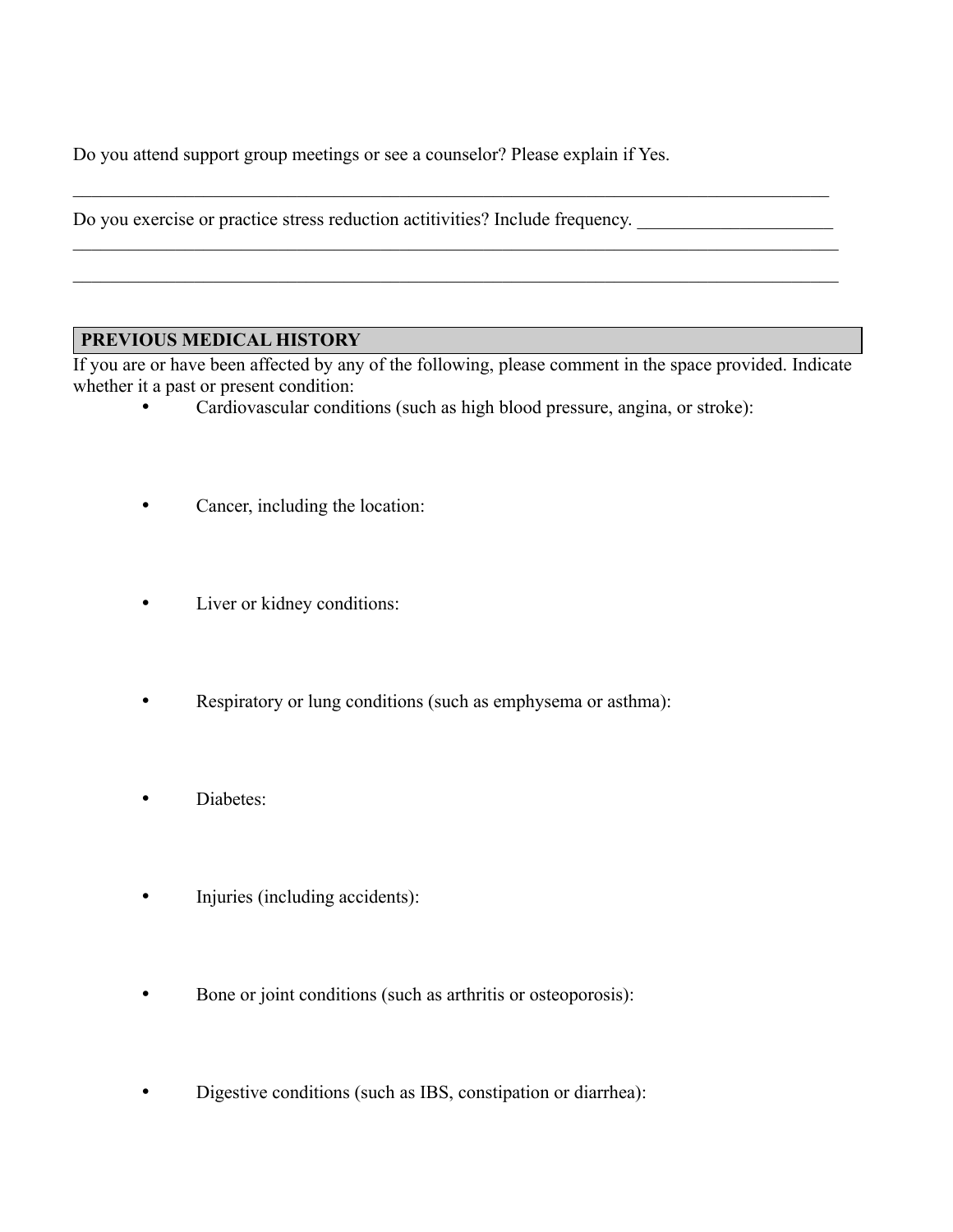Do you attend support group meetings or see a counselor? Please explain if Yes.

_____________________________________________________________________________________

Do you exercise or practice stress reduction actitivities? Include frequency. _____________________
______________________________________________________________________________________

______________________________________________________________________________________

## PREVIOUS MEDICAL HISTORY

If you are or have been affected by any of the following, please comment in the space provided. Indicate whether it a past or present condition:

- Cardiovascular conditions (such as high blood pressure, angina, or stroke):

- Cancer, including the location:

- Liver or kidney conditions:

- Respiratory or lung conditions (such as emphysema or asthma):

- Diabetes:

- Injuries (including accidents):

- Bone or joint conditions (such as arthritis or osteoporosis):

- Digestive conditions (such as IBS, constipation or diarrhea):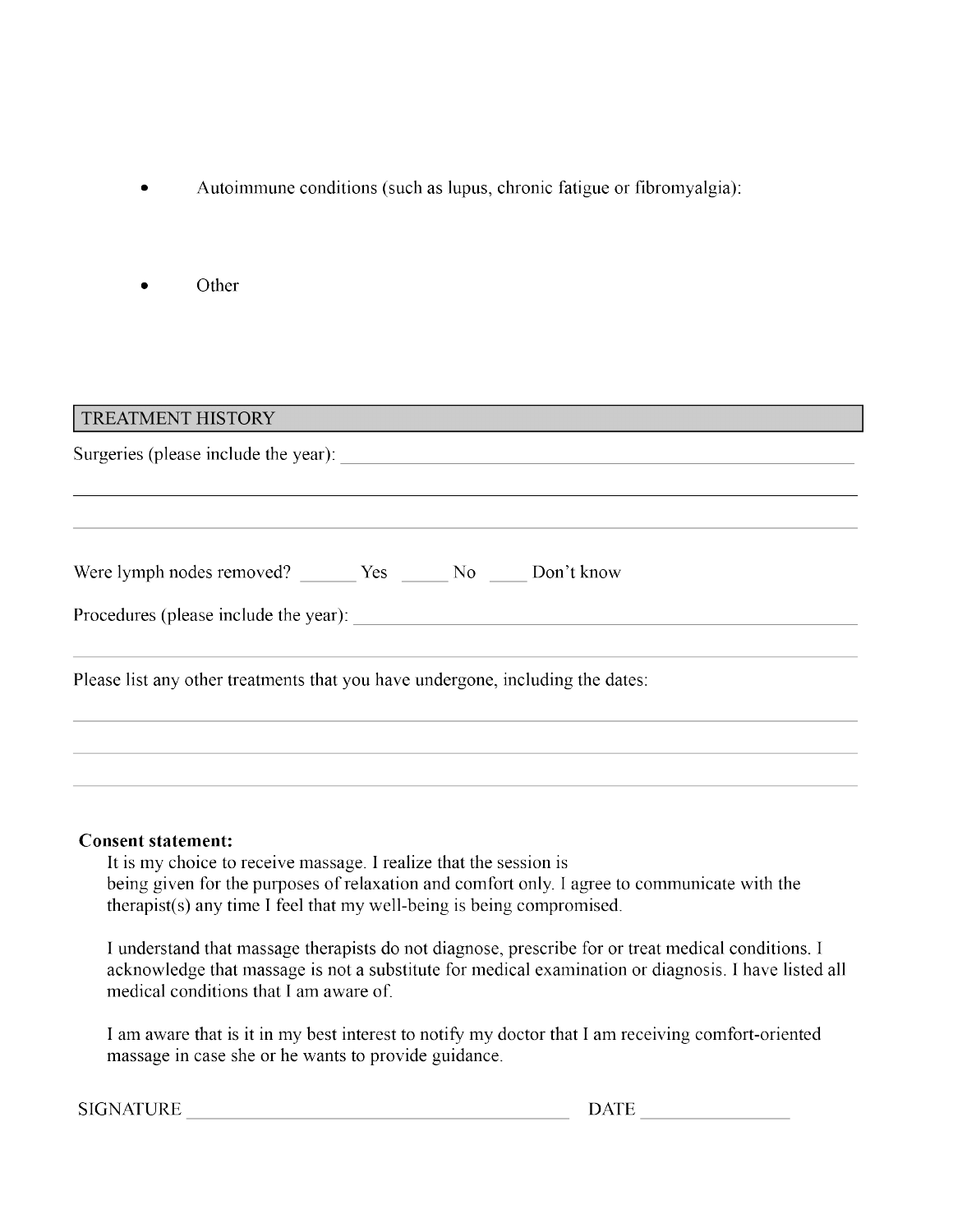- Autoimmune conditions (such as lupus, chronic fatigue or fibromyalgia):

- Other

## TREATMENT HISTORY

Surgeries (please include the year): ______________________________________________

______________________________________________

______________________________________________

Were lymph nodes removed? ______ Yes ______ No ____ Don't know

Procedures (please include the year): ______________________________________________

______________________________________________

Please list any other treatments that you have undergone, including the dates:

______________________________________________

______________________________________________

______________________________________________

**Consent statement:**

It is my choice to receive massage. I realize that the session is being given for the purposes of relaxation and comfort only. I agree to communicate with the therapist(s) any time I feel that my well-being is being compromised.

I understand that massage therapists do not diagnose, prescribe for or treat medical conditions. I acknowledge that massage is not a substitute for medical examination or diagnosis. I have listed all medical conditions that I am aware of.

I am aware that is it in my best interest to notify my doctor that I am receiving comfort-oriented massage in case she or he wants to provide guidance.

SIGNATURE ______________________________ DATE ______________